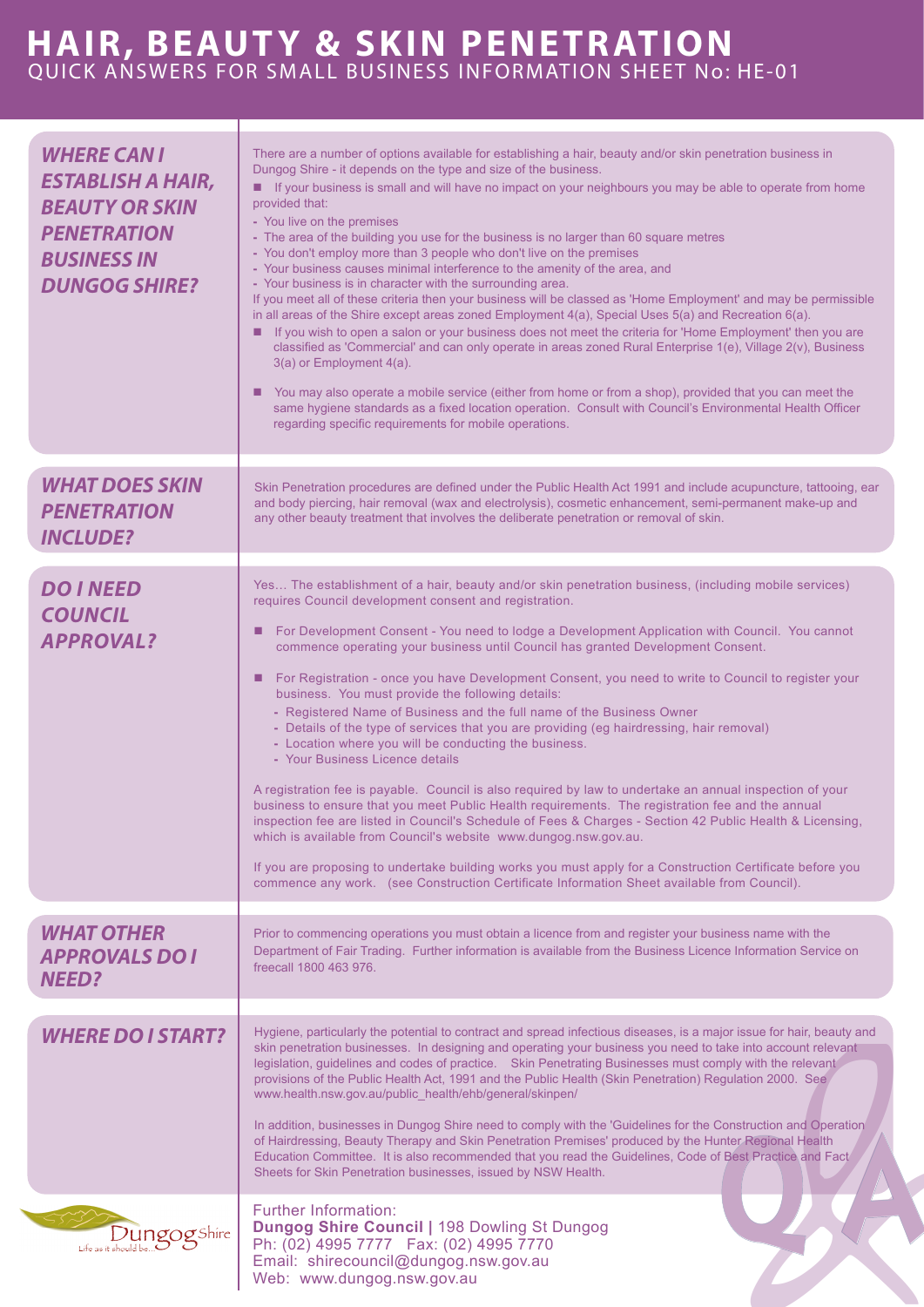# HAIR, BEAUTY & SKIN PENETRATION

QUICK ANSWERS FOR SMALL BUSINESS INFORMATION SHEET No: HE-01

## *WHERE CAN I ESTABLISH A HAIR, BEAUTY OR SKIN PENETRATION BUSINESS IN DUNGOG SHIRE?*

There are a number of options available for establishing a hair, beauty and/or skin penetration business in Dungog Shire - it depends on the type and size of the business.

- If your business is small and will have no impact on your neighbours you may be able to operate from home provided that:
  - You live on the premises
  - The area of the building you use for the business is no larger than 60 square metres
  - You don't employ more than 3 people who don't live on the premises
  - Your business causes minimal interference to the amenity of the area, and
  - Your business is in character with the surrounding area.

If you meet all of these criteria then your business will be classed as 'Home Employment' and may be permissible in all areas of the Shire except areas zoned Employment 4(a), Special Uses 5(a) and Recreation 6(a).

- If you wish to open a salon or your business does not meet the criteria for 'Home Employment' then you are classified as 'Commercial' and can only operate in areas zoned Rural Enterprise 1(e), Village 2(v), Business 3(a) or Employment 4(a).
- You may also operate a mobile service (either from home or from a shop), provided that you can meet the same hygiene standards as a fixed location operation. Consult with Council's Environmental Health Officer regarding specific requirements for mobile operations.

## *WHAT DOES SKIN PENETRATION INCLUDE?*

Skin Penetration procedures are defined under the Public Health Act 1991 and include acupuncture, tattooing, ear and body piercing, hair removal (wax and electrolysis), cosmetic enhancement, semi-permanent make-up and any other beauty treatment that involves the deliberate penetration or removal of skin.

## *DO I NEED COUNCIL APPROVAL?*

Yes… The establishment of a hair, beauty and/or skin penetration business, (including mobile services) requires Council development consent and registration.

- For Development Consent - You need to lodge a Development Application with Council. You cannot commence operating your business until Council has granted Development Consent.
- For Registration - once you have Development Consent, you need to write to Council to register your business. You must provide the following details:
  - Registered Name of Business and the full name of the Business Owner
  - Details of the type of services that you are providing (eg hairdressing, hair removal)
  - Location where you will be conducting the business.
  - Your Business Licence details

A registration fee is payable. Council is also required by law to undertake an annual inspection of your business to ensure that you meet Public Health requirements. The registration fee and the annual inspection fee are listed in Council's Schedule of Fees & Charges - Section 42 Public Health & Licensing, which is available from Council's website www.dungog.nsw.gov.au.

If you are proposing to undertake building works you must apply for a Construction Certificate before you commence any work. (see Construction Certificate Information Sheet available from Council).

## *WHAT OTHER APPROVALS DO I NEED?*

Prior to commencing operations you must obtain a licence from and register your business name with the Department of Fair Trading. Further information is available from the Business Licence Information Service on freecall 1800 463 976.

## *WHERE DO I START?*

Hygiene, particularly the potential to contract and spread infectious diseases, is a major issue for hair, beauty and skin penetration businesses. In designing and operating your business you need to take into account relevant legislation, guidelines and codes of practice. Skin Penetrating Businesses must comply with the relevant provisions of the Public Health Act, 1991 and the Public Health (Skin Penetration) Regulation 2000. See www.health.nsw.gov.au/public_health/ehb/general/skinpen/

In addition, businesses in Dungog Shire need to comply with the 'Guidelines for the Construction and Operation of Hairdressing, Beauty Therapy and Skin Penetration Premises' produced by the Hunter Regional Health Education Committee. It is also recommended that you read the Guidelines, Code of Best Practice and Fact Sheets for Skin Penetration businesses, issued by NSW Health.

Dungog Shire — Life as it should be...

Further Information:
**Dungog Shire Council |** 198 Dowling St Dungog
Ph: (02) 4995 7777 Fax: (02) 4995 7770
Email: shirecouncil@dungog.nsw.gov.au
Web: www.dungog.nsw.gov.au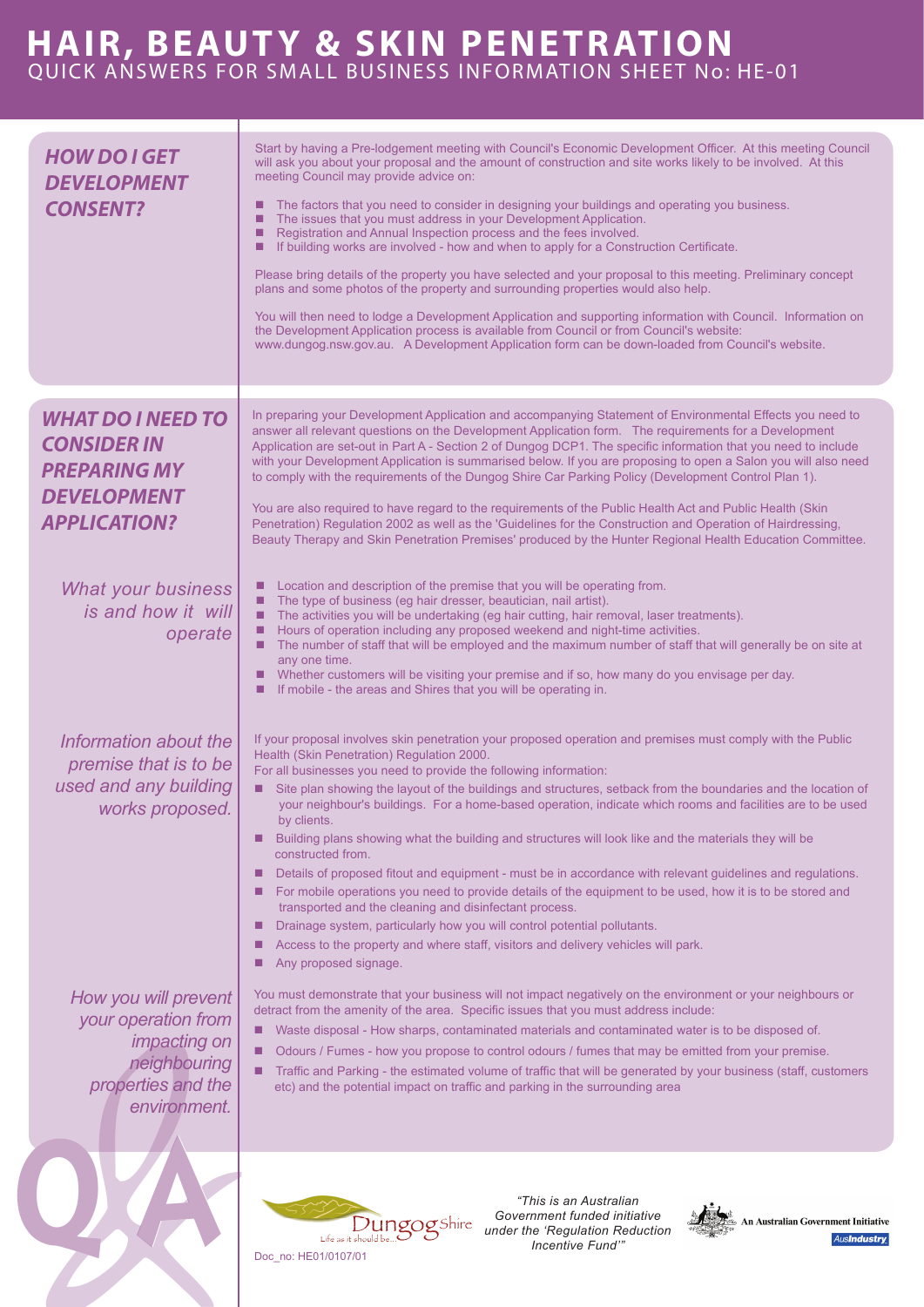# HAIR, BEAUTY & SKIN PENETRATION

QUICK ANSWERS FOR SMALL BUSINESS INFORMATION SHEET No: HE-01

## *HOW DO I GET DEVELOPMENT CONSENT?*

Start by having a Pre-lodgement meeting with Council's Economic Development Officer. At this meeting Council will ask you about your proposal and the amount of construction and site works likely to be involved. At this meeting Council may provide advice on:

- The factors that you need to consider in designing your buildings and operating you business.
- The issues that you must address in your Development Application.
- Registration and Annual Inspection process and the fees involved.
- If building works are involved - how and when to apply for a Construction Certificate.

Please bring details of the property you have selected and your proposal to this meeting. Preliminary concept plans and some photos of the property and surrounding properties would also help.

You will then need to lodge a Development Application and supporting information with Council. Information on the Development Application process is available from Council or from Council's website: www.dungog.nsw.gov.au. A Development Application form can be down-loaded from Council's website.

## *WHAT DO I NEED TO CONSIDER IN PREPARING MY DEVELOPMENT APPLICATION?*

In preparing your Development Application and accompanying Statement of Environmental Effects you need to answer all relevant questions on the Development Application form. The requirements for a Development Application are set-out in Part A - Section 2 of Dungog DCP1. The specific information that you need to include with your Development Application is summarised below. If you are proposing to open a Salon you will also need to comply with the requirements of the Dungog Shire Car Parking Policy (Development Control Plan 1).

You are also required to have regard to the requirements of the Public Health Act and Public Health (Skin Penetration) Regulation 2002 as well as the 'Guidelines for the Construction and Operation of Hairdressing, Beauty Therapy and Skin Penetration Premises' produced by the Hunter Regional Health Education Committee.

### *What your business is and how it will operate*

- Location and description of the premise that you will be operating from.
- The type of business (eg hair dresser, beautician, nail artist).
- The activities you will be undertaking (eg hair cutting, hair removal, laser treatments).
- Hours of operation including any proposed weekend and night-time activities.
- The number of staff that will be employed and the maximum number of staff that will generally be on site at any one time.
- Whether customers will be visiting your premise and if so, how many do you envisage per day.
- If mobile - the areas and Shires that you will be operating in.

### *Information about the premise that is to be used and any building works proposed.*

If your proposal involves skin penetration your proposed operation and premises must comply with the Public Health (Skin Penetration) Regulation 2000.

For all businesses you need to provide the following information:

- Site plan showing the layout of the buildings and structures, setback from the boundaries and the location of your neighbour's buildings. For a home-based operation, indicate which rooms and facilities are to be used by clients.
- Building plans showing what the building and structures will look like and the materials they will be constructed from.
- Details of proposed fitout and equipment - must be in accordance with relevant guidelines and regulations.
- For mobile operations you need to provide details of the equipment to be used, how it is to be stored and transported and the cleaning and disinfectant process.
- Drainage system, particularly how you will control potential pollutants.
- Access to the property and where staff, visitors and delivery vehicles will park.
- Any proposed signage.

### *How you will prevent your operation from impacting on neighbouring properties and the environment.*

You must demonstrate that your business will not impact negatively on the environment or your neighbours or detract from the amenity of the area. Specific issues that you must address include:

- Waste disposal - How sharps, contaminated materials and contaminated water is to be disposed of.
- Odours / Fumes - how you propose to control odours / fumes that may be emitted from your premise.
- Traffic and Parking - the estimated volume of traffic that will be generated by your business (staff, customers etc) and the potential impact on traffic and parking in the surrounding area

Dungog Shire — Life as it should be...

Doc_no: HE01/0107/01

*"This is an Australian Government funded initiative under the 'Regulation Reduction Incentive Fund'"*

An Australian Government Initiative — AusIndustry